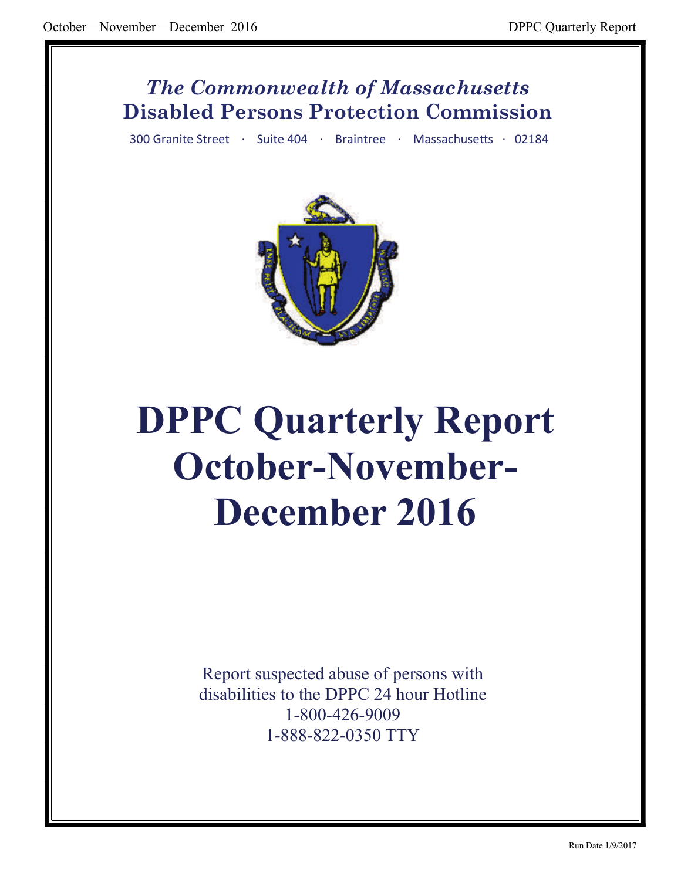*The Commonwealth of Massachusetts*

**Disabled Persons Protection Commission**

300 Granite Street · Suite 404 · Braintree · Massachusetts · 02184

# DPPC Quarterly Report October-November-December 2016

Report suspected abuse of persons with disabilities to the DPPC 24 hour Hotline
1-800-426-9009
1-888-822-0350 TTY

Run Date 1/9/2017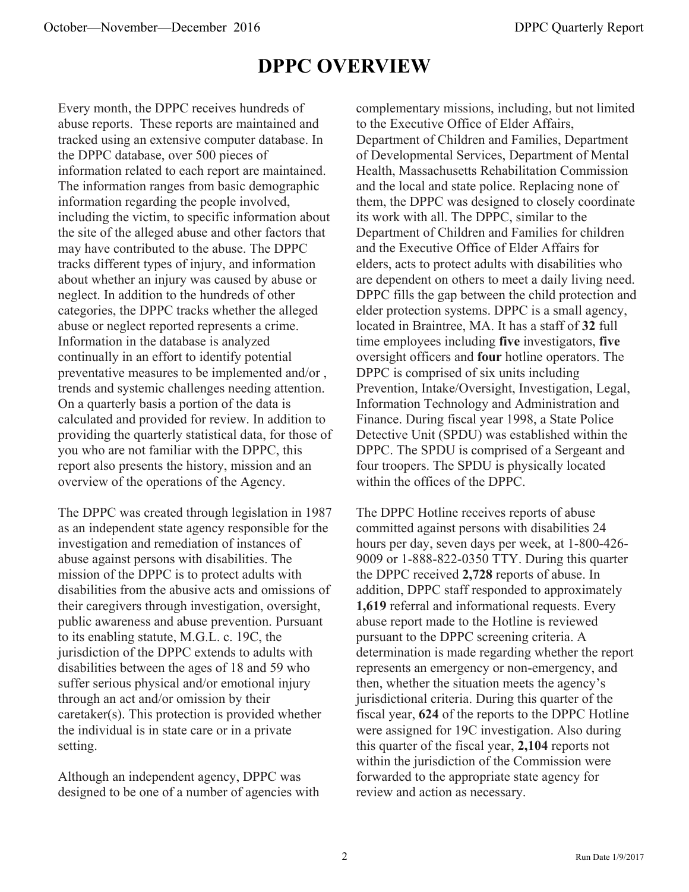# DPPC OVERVIEW

Every month, the DPPC receives hundreds of abuse reports. These reports are maintained and tracked using an extensive computer database. In the DPPC database, over 500 pieces of information related to each report are maintained. The information ranges from basic demographic information regarding the people involved, including the victim, to specific information about the site of the alleged abuse and other factors that may have contributed to the abuse. The DPPC tracks different types of injury, and information about whether an injury was caused by abuse or neglect. In addition to the hundreds of other categories, the DPPC tracks whether the alleged abuse or neglect reported represents a crime. Information in the database is analyzed continually in an effort to identify potential preventative measures to be implemented and/or , trends and systemic challenges needing attention. On a quarterly basis a portion of the data is calculated and provided for review. In addition to providing the quarterly statistical data, for those of you who are not familiar with the DPPC, this report also presents the history, mission and an overview of the operations of the Agency.

The DPPC was created through legislation in 1987 as an independent state agency responsible for the investigation and remediation of instances of abuse against persons with disabilities. The mission of the DPPC is to protect adults with disabilities from the abusive acts and omissions of their caregivers through investigation, oversight, public awareness and abuse prevention. Pursuant to its enabling statute, M.G.L. c. 19C, the jurisdiction of the DPPC extends to adults with disabilities between the ages of 18 and 59 who suffer serious physical and/or emotional injury through an act and/or omission by their caretaker(s). This protection is provided whether the individual is in state care or in a private setting.

Although an independent agency, DPPC was designed to be one of a number of agencies with complementary missions, including, but not limited to the Executive Office of Elder Affairs, Department of Children and Families, Department of Developmental Services, Department of Mental Health, Massachusetts Rehabilitation Commission and the local and state police. Replacing none of them, the DPPC was designed to closely coordinate its work with all. The DPPC, similar to the Department of Children and Families for children and the Executive Office of Elder Affairs for elders, acts to protect adults with disabilities who are dependent on others to meet a daily living need. DPPC fills the gap between the child protection and elder protection systems. DPPC is a small agency, located in Braintree, MA. It has a staff of **32** full time employees including **five** investigators, **five** oversight officers and **four** hotline operators. The DPPC is comprised of six units including Prevention, Intake/Oversight, Investigation, Legal, Information Technology and Administration and Finance. During fiscal year 1998, a State Police Detective Unit (SPDU) was established within the DPPC. The SPDU is comprised of a Sergeant and four troopers. The SPDU is physically located within the offices of the DPPC.

The DPPC Hotline receives reports of abuse committed against persons with disabilities 24 hours per day, seven days per week, at 1-800-426-9009 or 1-888-822-0350 TTY. During this quarter the DPPC received **2,728** reports of abuse. In addition, DPPC staff responded to approximately **1,619** referral and informational requests. Every abuse report made to the Hotline is reviewed pursuant to the DPPC screening criteria. A determination is made regarding whether the report represents an emergency or non-emergency, and then, whether the situation meets the agency's jurisdictional criteria. During this quarter of the fiscal year, **624** of the reports to the DPPC Hotline were assigned for 19C investigation. Also during this quarter of the fiscal year, **2,104** reports not within the jurisdiction of the Commission were forwarded to the appropriate state agency for review and action as necessary.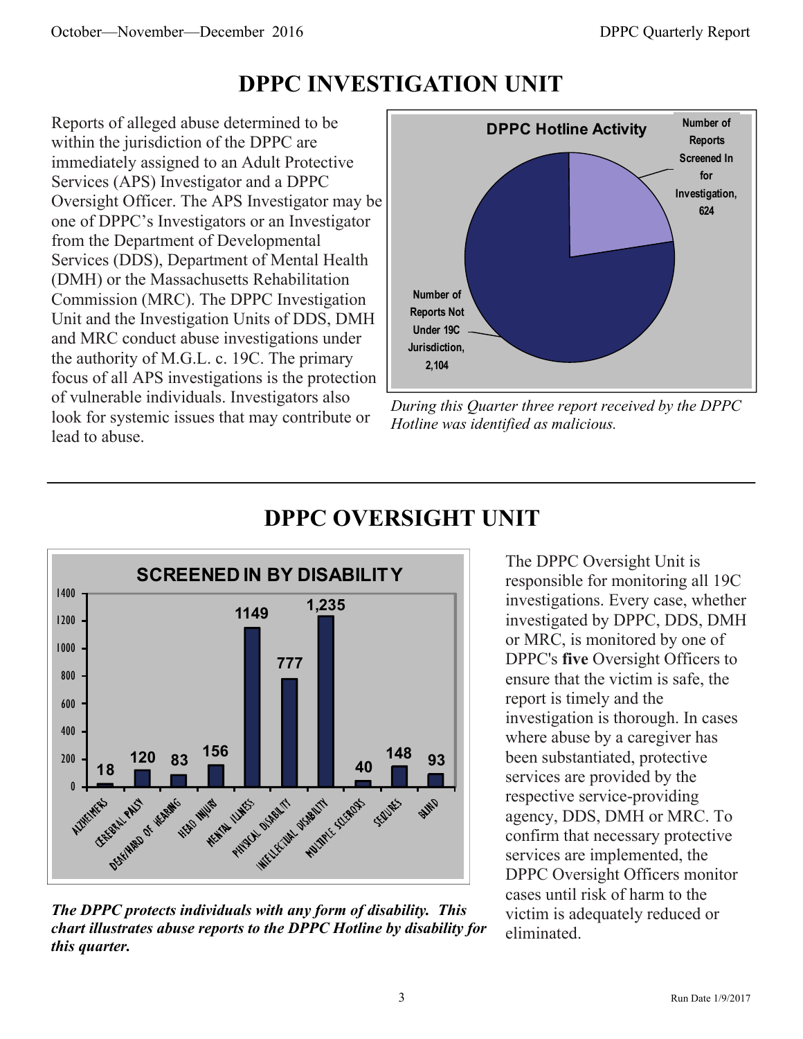# DPPC INVESTIGATION UNIT

Reports of alleged abuse determined to be within the jurisdiction of the DPPC are immediately assigned to an Adult Protective Services (APS) Investigator and a DPPC Oversight Officer. The APS Investigator may be one of DPPC's Investigators or an Investigator from the Department of Developmental Services (DDS), Department of Mental Health (DMH) or the Massachusetts Rehabilitation Commission (MRC). The DPPC Investigation Unit and the Investigation Units of DDS, DMH and MRC conduct abuse investigations under the authority of M.G.L. c. 19C. The primary focus of all APS investigations is the protection of vulnerable individuals. Investigators also look for systemic issues that may contribute or lead to abuse.

**DPPC Hotline Activity**

| Category | Number |
| --- | --- |
| Number of Reports Screened In for Investigation | 624 |
| Number of Reports Not Under 19C Jurisdiction | 2,104 |

*During this Quarter three report received by the DPPC Hotline was identified as malicious.*

# DPPC OVERSIGHT UNIT

**SCREENED IN BY DISABILITY**

| Disability | Number |
| --- | --- |
| Alzheimers | 18 |
| Cerebral Palsy | 120 |
| Deaf/Hard of Hearing | 83 |
| Head Injury | 156 |
| Mental Illness | 1149 |
| Physical Disability | 777 |
| Intellectual Disability | 1,235 |
| Multiple Sclerosis | 40 |
| Seizures | 148 |
| Blind | 93 |

***The DPPC protects individuals with any form of disability. This chart illustrates abuse reports to the DPPC Hotline by disability for this quarter.***

The DPPC Oversight Unit is responsible for monitoring all 19C investigations. Every case, whether investigated by DPPC, DDS, DMH or MRC, is monitored by one of DPPC's **five** Oversight Officers to ensure that the victim is safe, the report is timely and the investigation is thorough. In cases where abuse by a caregiver has been substantiated, protective services are provided by the respective service-providing agency, DDS, DMH or MRC. To confirm that necessary protective services are implemented, the DPPC Oversight Officers monitor cases until risk of harm to the victim is adequately reduced or eliminated.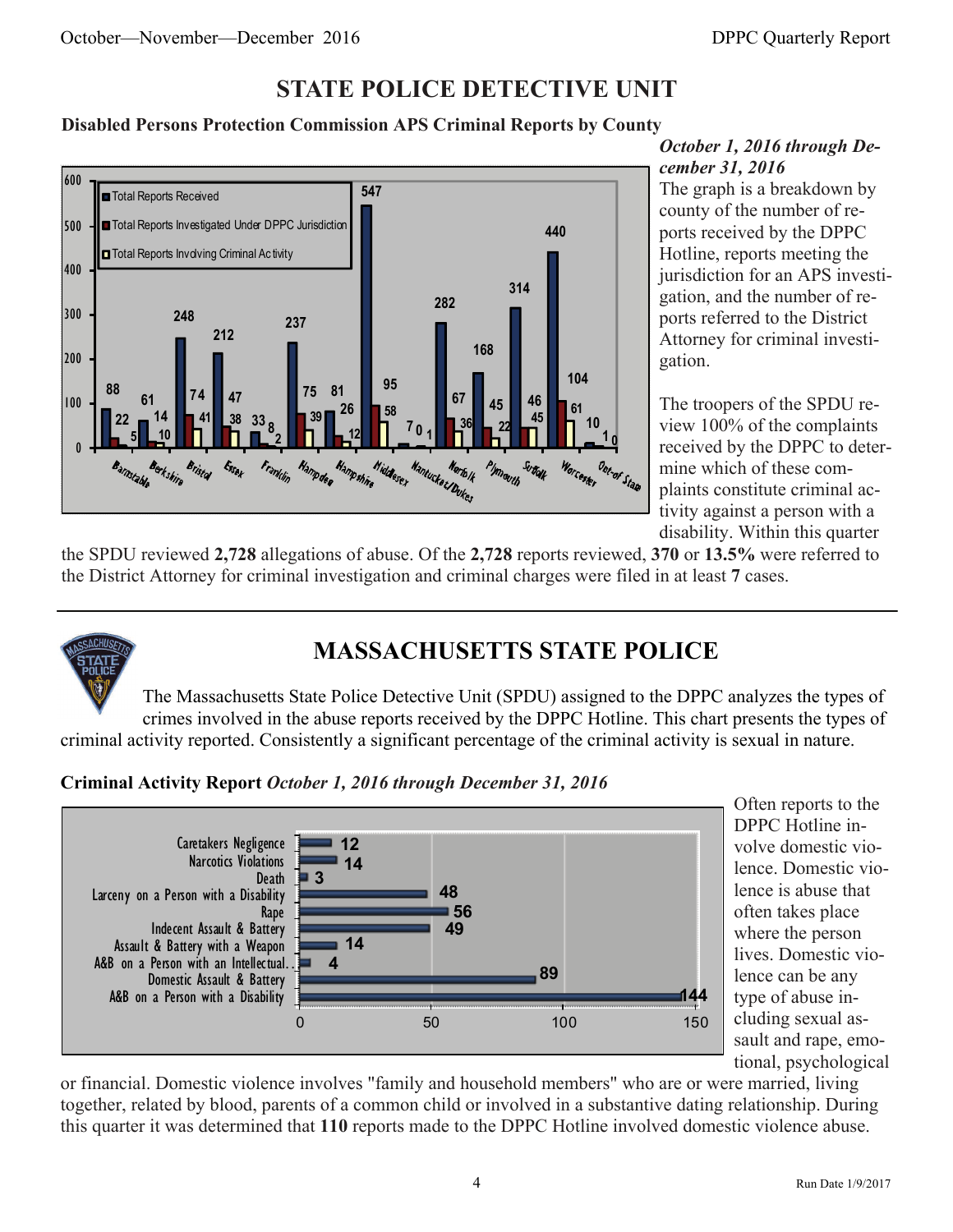# STATE POLICE DETECTIVE UNIT

**Disabled Persons Protection Commission APS Criminal Reports by County**

| County | Total Reports Received | Total Reports Investigated Under DPPC Jurisdiction | Total Reports Involving Criminal Activity |
|---|---|---|---|
| Barnstable | 88 | 22 | 5 |
| Berkshire | 61 | 14 | 10 |
| Bristol | 248 | 74 | 41 |
| Essex | 212 | 47 | 38 |
| Franklin | 33 | 8 | 2 |
| Hampden | 237 | 75 | 39 |
| Hampshire | 81 | 26 | 12 |
| Middlesex | 547 | 95 | 58 |
| Nantucket/Dukes | 7 | 0 | 1 |
| Norfolk | 282 | 67 | 36 |
| Plymouth | 168 | 45 | 22 |
| Suffolk | 314 | 46 | 45 |
| Worcester | 440 | 104 | 61 |
| Out-of State | 10 | 1 | 0 |

***October 1, 2016 through December 31, 2016***

The graph is a breakdown by county of the number of reports received by the DPPC Hotline, reports meeting the jurisdiction for an APS investigation, and the number of reports referred to the District Attorney for criminal investigation.

The troopers of the SPDU review 100% of the complaints received by the DPPC to determine which of these complaints constitute criminal activity against a person with a disability. Within this quarter the SPDU reviewed **2,728** allegations of abuse. Of the **2,728** reports reviewed, **370** or **13.5%** were referred to the District Attorney for criminal investigation and criminal charges were filed in at least **7** cases.

---

# MASSACHUSETTS STATE POLICE

The Massachusetts State Police Detective Unit (SPDU) assigned to the DPPC analyzes the types of crimes involved in the abuse reports received by the DPPC Hotline. This chart presents the types of criminal activity reported. Consistently a significant percentage of the criminal activity is sexual in nature.

**Criminal Activity Report** ***October 1, 2016 through December 31, 2016***

| Criminal Activity | Count |
|---|---|
| Caretakers Negligence | 12 |
| Narcotics Violations | 14 |
| Death | 3 |
| Larceny on a Person with a Disability | 48 |
| Rape | 56 |
| Indecent Assault & Battery | 49 |
| Assault & Battery with a Weapon | 14 |
| A&B on a Person with an Intellectual... | 4 |
| Domestic Assault & Battery | 89 |
| A&B on a Person with a Disability | 144 |

Often reports to the DPPC Hotline involve domestic violence. Domestic violence is abuse that often takes place where the person lives. Domestic violence can be any type of abuse including sexual assault and rape, emotional, psychological or financial. Domestic violence involves "family and household members" who are or were married, living together, related by blood, parents of a common child or involved in a substantive dating relationship. During this quarter it was determined that **110** reports made to the DPPC Hotline involved domestic violence abuse.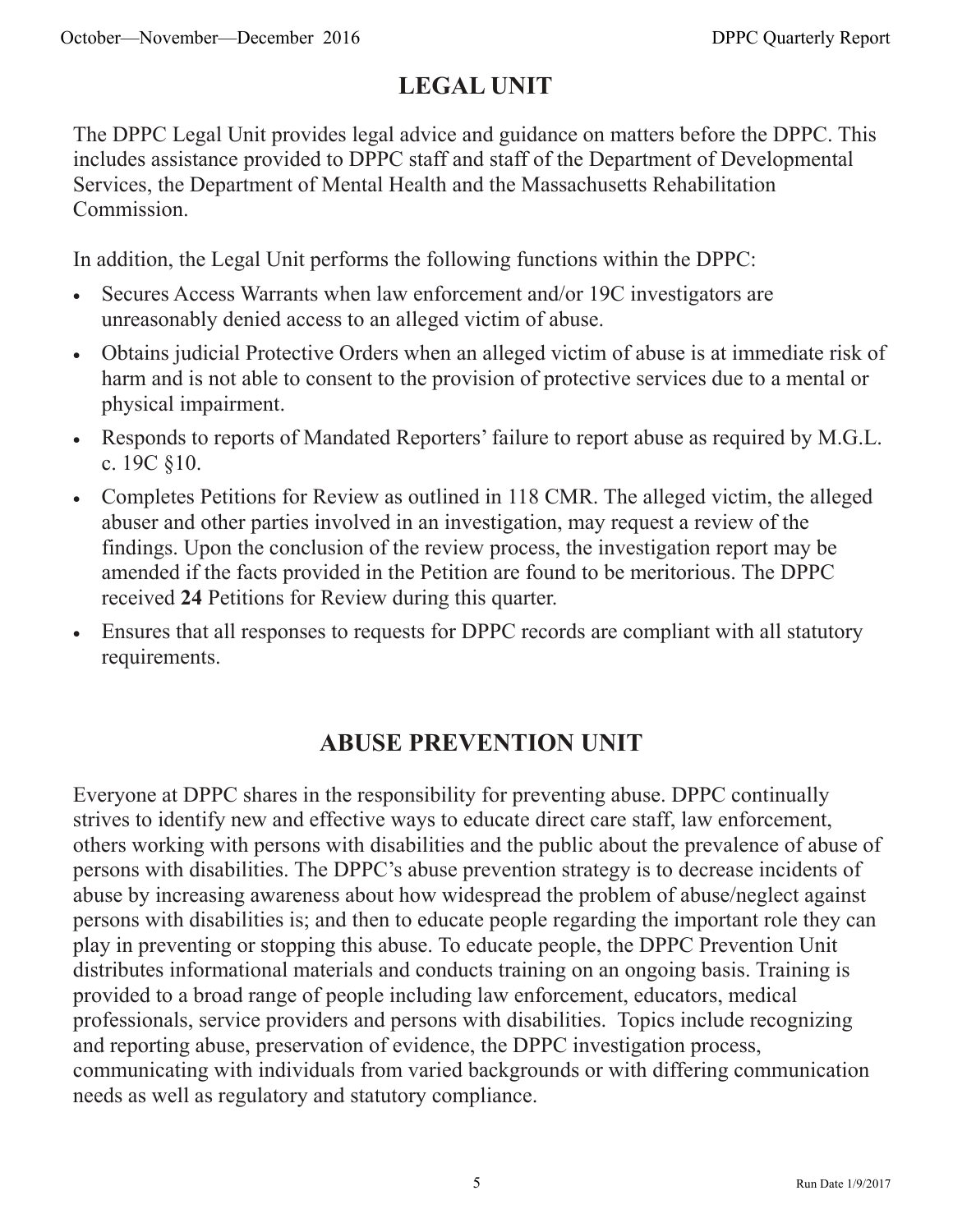## LEGAL UNIT

The DPPC Legal Unit provides legal advice and guidance on matters before the DPPC. This includes assistance provided to DPPC staff and staff of the Department of Developmental Services, the Department of Mental Health and the Massachusetts Rehabilitation Commission.

In addition, the Legal Unit performs the following functions within the DPPC:

- Secures Access Warrants when law enforcement and/or 19C investigators are unreasonably denied access to an alleged victim of abuse.
- Obtains judicial Protective Orders when an alleged victim of abuse is at immediate risk of harm and is not able to consent to the provision of protective services due to a mental or physical impairment.
- Responds to reports of Mandated Reporters' failure to report abuse as required by M.G.L. c. 19C §10.
- Completes Petitions for Review as outlined in 118 CMR. The alleged victim, the alleged abuser and other parties involved in an investigation, may request a review of the findings. Upon the conclusion of the review process, the investigation report may be amended if the facts provided in the Petition are found to be meritorious. The DPPC received **24** Petitions for Review during this quarter.
- Ensures that all responses to requests for DPPC records are compliant with all statutory requirements.

## ABUSE PREVENTION UNIT

Everyone at DPPC shares in the responsibility for preventing abuse. DPPC continually strives to identify new and effective ways to educate direct care staff, law enforcement, others working with persons with disabilities and the public about the prevalence of abuse of persons with disabilities. The DPPC's abuse prevention strategy is to decrease incidents of abuse by increasing awareness about how widespread the problem of abuse/neglect against persons with disabilities is; and then to educate people regarding the important role they can play in preventing or stopping this abuse. To educate people, the DPPC Prevention Unit distributes informational materials and conducts training on an ongoing basis. Training is provided to a broad range of people including law enforcement, educators, medical professionals, service providers and persons with disabilities. Topics include recognizing and reporting abuse, preservation of evidence, the DPPC investigation process, communicating with individuals from varied backgrounds or with differing communication needs as well as regulatory and statutory compliance.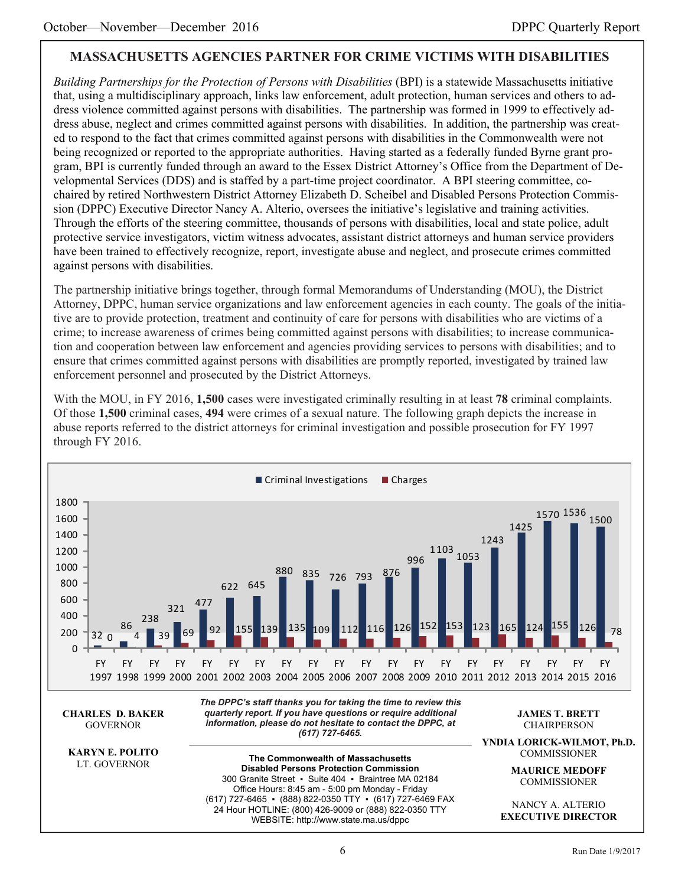## MASSACHUSETTS AGENCIES PARTNER FOR CRIME VICTIMS WITH DISABILITIES

*Building Partnerships for the Protection of Persons with Disabilities* (BPI) is a statewide Massachusetts initiative that, using a multidisciplinary approach, links law enforcement, adult protection, human services and others to address violence committed against persons with disabilities. The partnership was formed in 1999 to effectively address abuse, neglect and crimes committed against persons with disabilities. In addition, the partnership was created to respond to the fact that crimes committed against persons with disabilities in the Commonwealth were not being recognized or reported to the appropriate authorities. Having started as a federally funded Byrne grant program, BPI is currently funded through an award to the Essex District Attorney's Office from the Department of Developmental Services (DDS) and is staffed by a part-time project coordinator. A BPI steering committee, co-chaired by retired Northwestern District Attorney Elizabeth D. Scheibel and Disabled Persons Protection Commission (DPPC) Executive Director Nancy A. Alterio, oversees the initiative's legislative and training activities. Through the efforts of the steering committee, thousands of persons with disabilities, local and state police, adult protective service investigators, victim witness advocates, assistant district attorneys and human service providers have been trained to effectively recognize, report, investigate abuse and neglect, and prosecute crimes committed against persons with disabilities.

The partnership initiative brings together, through formal Memorandums of Understanding (MOU), the District Attorney, DPPC, human service organizations and law enforcement agencies in each county. The goals of the initiative are to provide protection, treatment and continuity of care for persons with disabilities who are victims of a crime; to increase awareness of crimes being committed against persons with disabilities; to increase communication and cooperation between law enforcement and agencies providing services to persons with disabilities; and to ensure that crimes committed against persons with disabilities are promptly reported, investigated by trained law enforcement personnel and prosecuted by the District Attorneys.

With the MOU, in FY 2016, **1,500** cases were investigated criminally resulting in at least **78** criminal complaints. Of those **1,500** criminal cases, **494** were crimes of a sexual nature. The following graph depicts the increase in abuse reports referred to the district attorneys for criminal investigation and possible prosecution for FY 1997 through FY 2016.

Criminal Investigations / Charges

FY 1997: 32, 0
FY 1998: 86, 4
FY 1999: 238, 39
FY 2000: 321, 69
FY 2001: 477, 92
FY 2002: 622, 155
FY 2003: 645, 139
FY 2004: 880, 135
FY 2005: 835, 109
FY 2006: 726, 112
FY 2007: 793, 116
FY 2008: 876, 126
FY 2009: 996, 152
FY 2010: 1103, 153
FY 2011: 1053, 123
FY 2012: 1243, 165
FY 2013: 1425, 124
FY 2014: 1570, 155
FY 2015: 1536, 126
FY 2016: 1500, 78

**CHARLES D. BAKER**
GOVERNOR

**KARYN E. POLITO**
LT. GOVERNOR

***The DPPC's staff thanks you for taking the time to review this quarterly report. If you have questions or require additional information, please do not hesitate to contact the DPPC, at (617) 727-6465.***

**The Commonwealth of Massachusetts**
**Disabled Persons Protection Commission**
300 Granite Street ▪ Suite 404 ▪ Braintree MA 02184
Office Hours: 8:45 am - 5:00 pm Monday - Friday
(617) 727-6465 ▪ (888) 822-0350 TTY ▪ (617) 727-6469 FAX
24 Hour HOTLINE: (800) 426-9009 or (888) 822-0350 TTY
WEBSITE: http://www.state.ma.us/dppc

**JAMES T. BRETT**
CHAIRPERSON

**YNDIA LORICK-WILMOT, Ph.D.**
COMMISSIONER

**MAURICE MEDOFF**
COMMISSIONER

NANCY A. ALTERIO
**EXECUTIVE DIRECTOR**